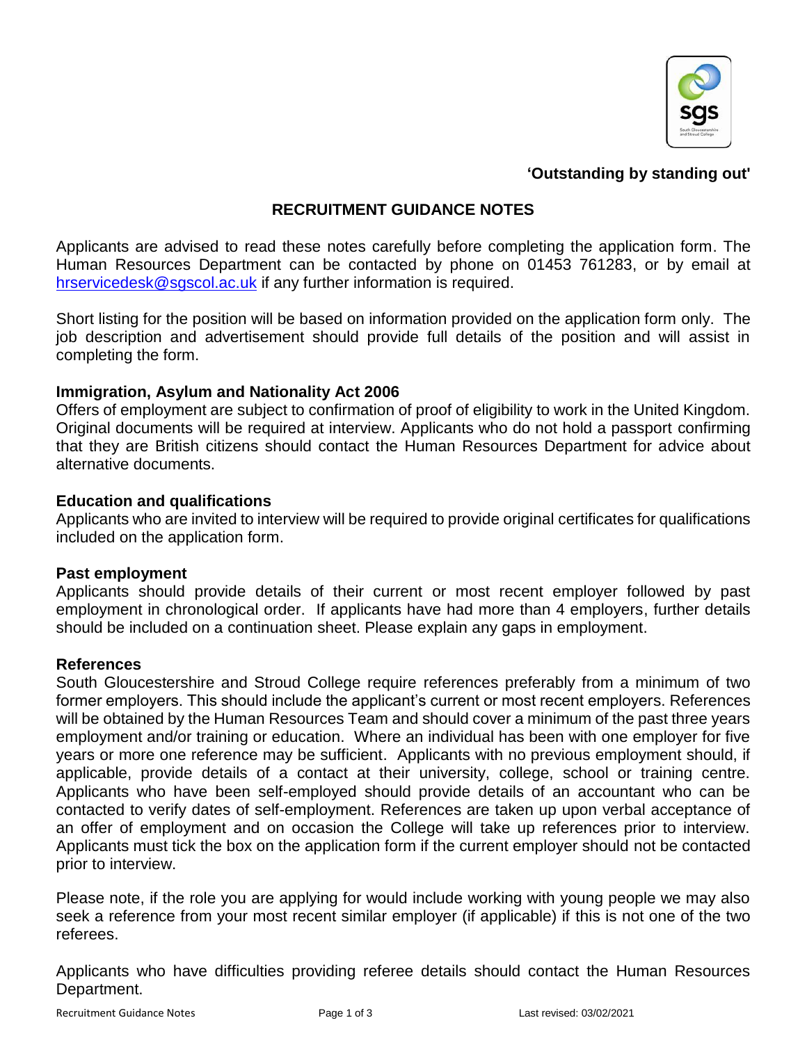**'Outstanding by standing out'**

# RECRUITMENT GUIDANCE NOTES

Applicants are advised to read these notes carefully before completing the application form. The Human Resources Department can be contacted by phone on 01453 761283, or by email at hrservicedesk@sgscol.ac.uk if any further information is required.

Short listing for the position will be based on information provided on the application form only. The job description and advertisement should provide full details of the position and will assist in completing the form.

### Immigration, Asylum and Nationality Act 2006

Offers of employment are subject to confirmation of proof of eligibility to work in the United Kingdom. Original documents will be required at interview. Applicants who do not hold a passport confirming that they are British citizens should contact the Human Resources Department for advice about alternative documents.

### Education and qualifications

Applicants who are invited to interview will be required to provide original certificates for qualifications included on the application form.

### Past employment

Applicants should provide details of their current or most recent employer followed by past employment in chronological order. If applicants have had more than 4 employers, further details should be included on a continuation sheet. Please explain any gaps in employment.

### References

South Gloucestershire and Stroud College require references preferably from a minimum of two former employers. This should include the applicant's current or most recent employers. References will be obtained by the Human Resources Team and should cover a minimum of the past three years employment and/or training or education. Where an individual has been with one employer for five years or more one reference may be sufficient. Applicants with no previous employment should, if applicable, provide details of a contact at their university, college, school or training centre. Applicants who have been self-employed should provide details of an accountant who can be contacted to verify dates of self-employment. References are taken up upon verbal acceptance of an offer of employment and on occasion the College will take up references prior to interview. Applicants must tick the box on the application form if the current employer should not be contacted prior to interview.

Please note, if the role you are applying for would include working with young people we may also seek a reference from your most recent similar employer (if applicable) if this is not one of the two referees.

Applicants who have difficulties providing referee details should contact the Human Resources Department.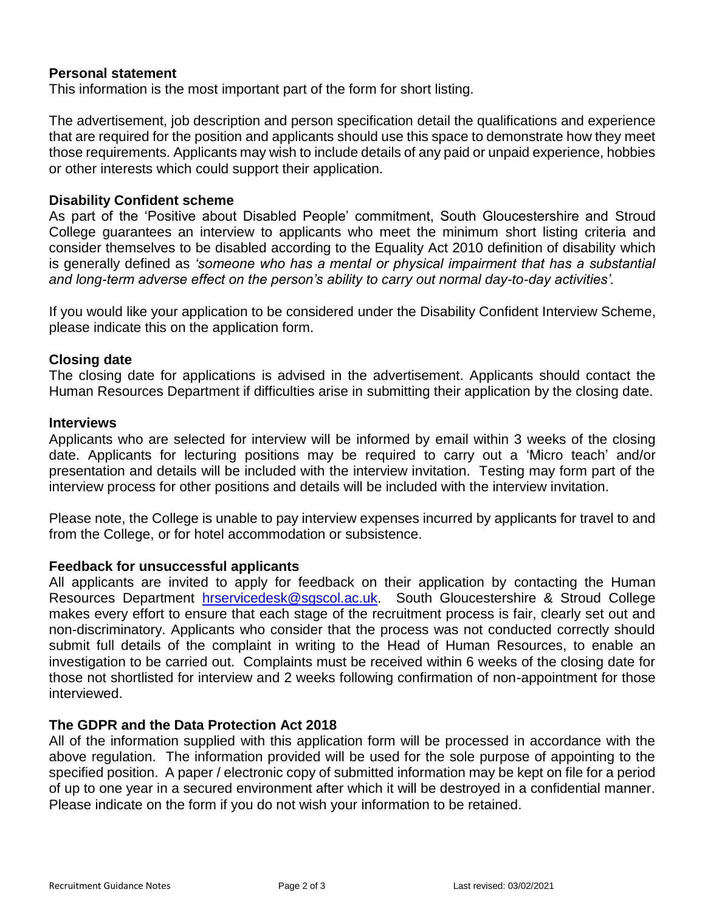## Personal statement

This information is the most important part of the form for short listing.

The advertisement, job description and person specification detail the qualifications and experience that are required for the position and applicants should use this space to demonstrate how they meet those requirements. Applicants may wish to include details of any paid or unpaid experience, hobbies or other interests which could support their application.

## Disability Confident scheme

As part of the 'Positive about Disabled People' commitment, South Gloucestershire and Stroud College guarantees an interview to applicants who meet the minimum short listing criteria and consider themselves to be disabled according to the Equality Act 2010 definition of disability which is generally defined as *'someone who has a mental or physical impairment that has a substantial and long-term adverse effect on the person's ability to carry out normal day-to-day activities'.*

If you would like your application to be considered under the Disability Confident Interview Scheme, please indicate this on the application form.

## Closing date

The closing date for applications is advised in the advertisement. Applicants should contact the Human Resources Department if difficulties arise in submitting their application by the closing date.

## Interviews

Applicants who are selected for interview will be informed by email within 3 weeks of the closing date. Applicants for lecturing positions may be required to carry out a 'Micro teach' and/or presentation and details will be included with the interview invitation. Testing may form part of the interview process for other positions and details will be included with the interview invitation.

Please note, the College is unable to pay interview expenses incurred by applicants for travel to and from the College, or for hotel accommodation or subsistence.

## Feedback for unsuccessful applicants

All applicants are invited to apply for feedback on their application by contacting the Human Resources Department hrservicedesk@sgscol.ac.uk. South Gloucestershire & Stroud College makes every effort to ensure that each stage of the recruitment process is fair, clearly set out and non-discriminatory. Applicants who consider that the process was not conducted correctly should submit full details of the complaint in writing to the Head of Human Resources, to enable an investigation to be carried out. Complaints must be received within 6 weeks of the closing date for those not shortlisted for interview and 2 weeks following confirmation of non-appointment for those interviewed.

## The GDPR and the Data Protection Act 2018

All of the information supplied with this application form will be processed in accordance with the above regulation. The information provided will be used for the sole purpose of appointing to the specified position. A paper / electronic copy of submitted information may be kept on file for a period of up to one year in a secured environment after which it will be destroyed in a confidential manner. Please indicate on the form if you do not wish your information to be retained.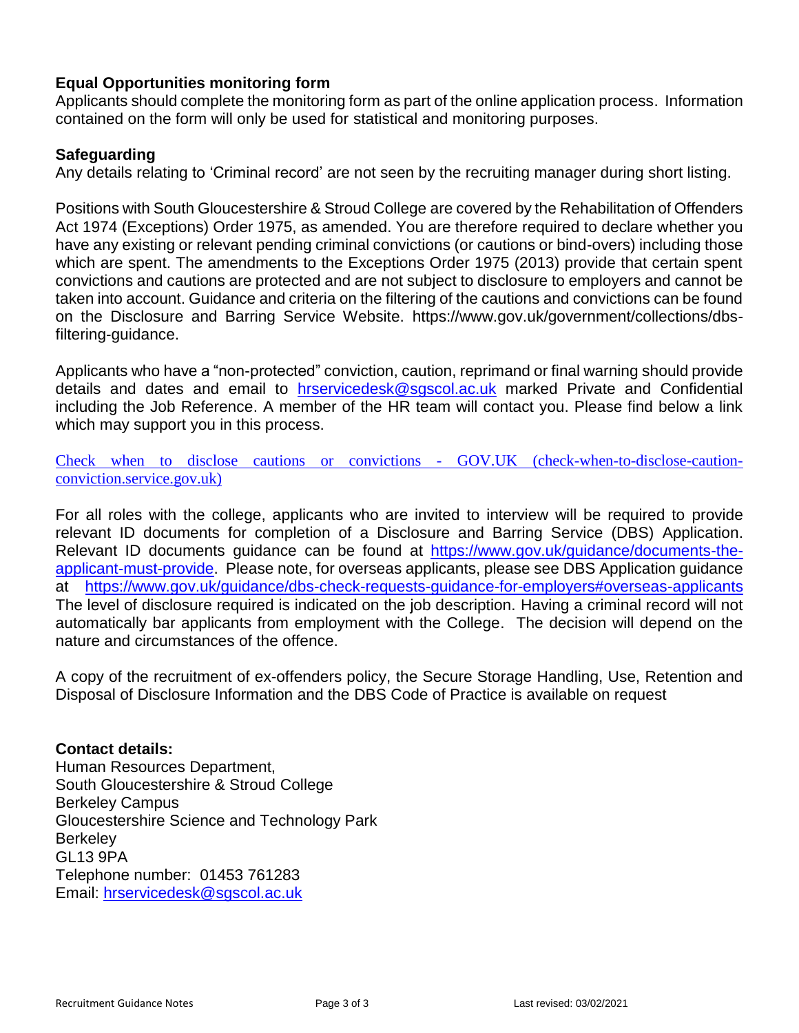**Equal Opportunities monitoring form**

Applicants should complete the monitoring form as part of the online application process. Information contained on the form will only be used for statistical and monitoring purposes.

**Safeguarding**

Any details relating to 'Criminal record' are not seen by the recruiting manager during short listing.

Positions with South Gloucestershire & Stroud College are covered by the Rehabilitation of Offenders Act 1974 (Exceptions) Order 1975, as amended. You are therefore required to declare whether you have any existing or relevant pending criminal convictions (or cautions or bind-overs) including those which are spent. The amendments to the Exceptions Order 1975 (2013) provide that certain spent convictions and cautions are protected and are not subject to disclosure to employers and cannot be taken into account. Guidance and criteria on the filtering of the cautions and convictions can be found on the Disclosure and Barring Service Website. https://www.gov.uk/government/collections/dbs-filtering-guidance.

Applicants who have a "non-protected" conviction, caution, reprimand or final warning should provide details and dates and email to hrservicedesk@sgscol.ac.uk marked Private and Confidential including the Job Reference. A member of the HR team will contact you. Please find below a link which may support you in this process.

Check when to disclose cautions or convictions - GOV.UK (check-when-to-disclose-caution-conviction.service.gov.uk)

For all roles with the college, applicants who are invited to interview will be required to provide relevant ID documents for completion of a Disclosure and Barring Service (DBS) Application. Relevant ID documents guidance can be found at https://www.gov.uk/guidance/documents-the-applicant-must-provide. Please note, for overseas applicants, please see DBS Application guidance at https://www.gov.uk/guidance/dbs-check-requests-guidance-for-employers#overseas-applicants The level of disclosure required is indicated on the job description. Having a criminal record will not automatically bar applicants from employment with the College. The decision will depend on the nature and circumstances of the offence.

A copy of the recruitment of ex-offenders policy, the Secure Storage Handling, Use, Retention and Disposal of Disclosure Information and the DBS Code of Practice is available on request

**Contact details:**

Human Resources Department,  
South Gloucestershire & Stroud College  
Berkeley Campus  
Gloucestershire Science and Technology Park  
Berkeley  
GL13 9PA  
Telephone number: 01453 761283  
Email: hrservicedesk@sgscol.ac.uk